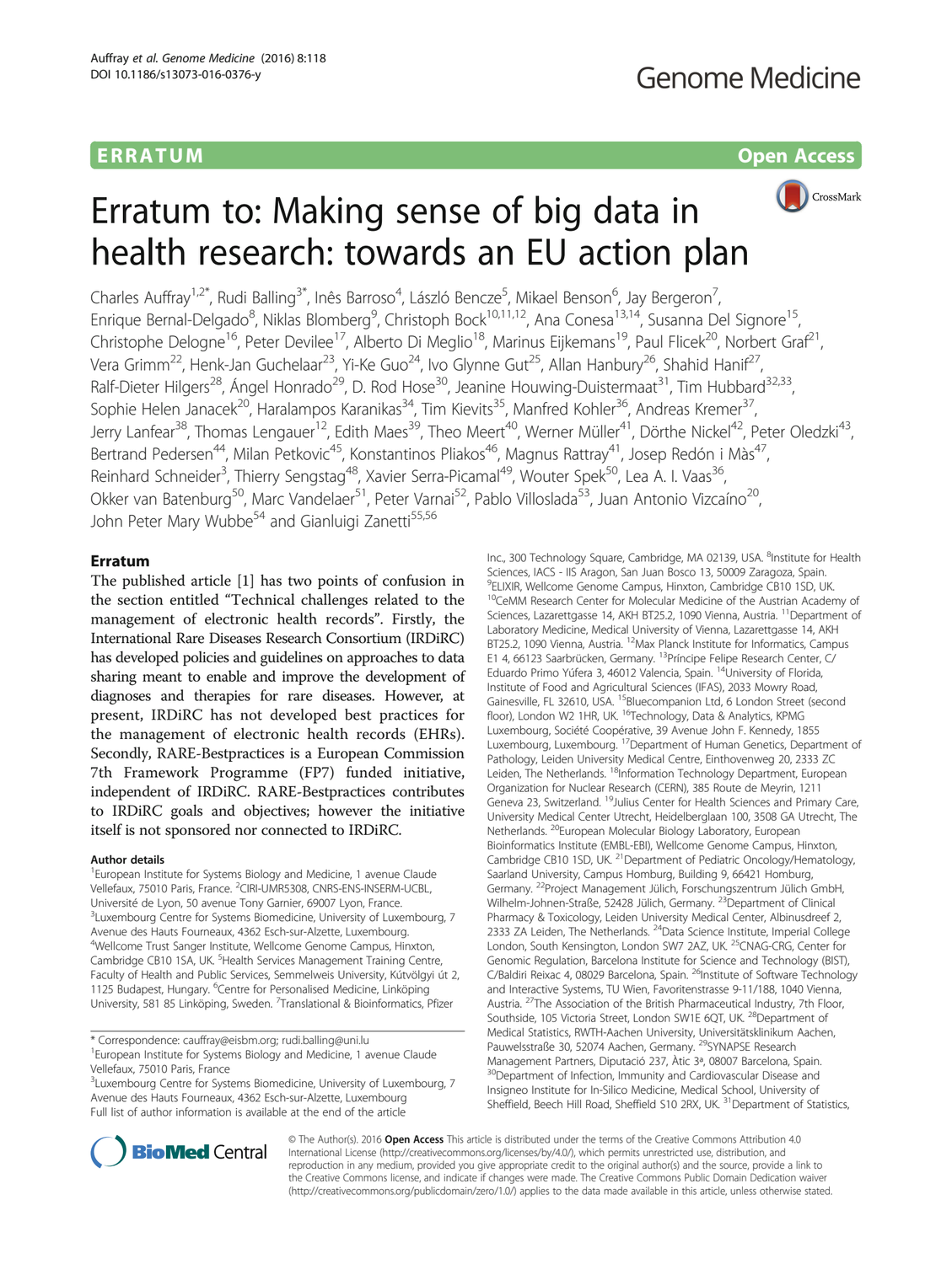ERRATUM

Open Access

# Erratum to: Making sense of big data in health research: towards an EU action plan

Charles Auffray[1,2*], Rudi Balling[3*], Inês Barroso[4], László Bencze[5], Mikael Benson[6], Jay Bergeron[7], Enrique Bernal-Delgado[8], Niklas Blomberg[9], Christoph Bock[10,11,12], Ana Conesa[13,14], Susanna Del Signore[15], Christophe Delogne[16], Peter Devilee[17], Alberto Di Meglio[18], Marinus Eijkemans[19], Paul Flicek[20], Norbert Graf[21], Vera Grimm[22], Henk-Jan Guchelaar[23], Yi-Ke Guo[24], Ivo Glynne Gut[25], Allan Hanbury[26], Shahid Hanif[27], Ralf-Dieter Hilgers[28], Ángel Honrado[29], D. Rod Hose[30], Jeanine Houwing-Duistermaat[31], Tim Hubbard[32,33], Sophie Helen Janacek[20], Haralampos Karanikas[34], Tim Kievits[35], Manfred Kohler[36], Andreas Kremer[37], Jerry Lanfear[38], Thomas Lengauer[12], Edith Maes[39], Theo Meert[40], Werner Müller[41], Dörthe Nickel[42], Peter Oledzki[43], Bertrand Pedersen[44], Milan Petkovic[45], Konstantinos Pliakos[46], Magnus Rattray[41], Josep Redón i Màs[47], Reinhard Schneider[3], Thierry Sengstag[48], Xavier Serra-Picamal[49], Wouter Spek[50], Lea A. I. Vaas[36], Okker van Batenburg[50], Marc Vandelaer[51], Peter Varnai[52], Pablo Villoslada[53], Juan Antonio Vizcaíno[20], John Peter Mary Wubbe[54] and Gianluigi Zanetti[55,56]

## Erratum

The published article [1] has two points of confusion in the section entitled "Technical challenges related to the management of electronic health records". Firstly, the International Rare Diseases Research Consortium (IRDiRC) has developed policies and guidelines on approaches to data sharing meant to enable and improve the development of diagnoses and therapies for rare diseases. However, at present, IRDiRC has not developed best practices for the management of electronic health records (EHRs). Secondly, RARE-Bestpractices is a European Commission 7th Framework Programme (FP7) funded initiative, independent of IRDiRC. RARE-Bestpractices contributes to IRDiRC goals and objectives; however the initiative itself is not sponsored nor connected to IRDiRC.

### Author details

[1]European Institute for Systems Biology and Medicine, 1 avenue Claude Vellefaux, 75010 Paris, France. [2]CIRI-UMR5308, CNRS-ENS-INSERM-UCBL, Université de Lyon, 50 avenue Tony Garnier, 69007 Lyon, France. [3]Luxembourg Centre for Systems Biomedicine, University of Luxembourg, 7 Avenue des Hauts Fourneaux, 4362 Esch-sur-Alzette, Luxembourg. [4]Wellcome Trust Sanger Institute, Wellcome Genome Campus, Hinxton, Cambridge CB10 1SA, UK. [5]Health Services Management Training Centre, Faculty of Health and Public Services, Semmelweis University, Kútvölgyi út 2, 1125 Budapest, Hungary. [6]Centre for Personalised Medicine, Linköping University, 581 85 Linköping, Sweden. [7]Translational & Bioinformatics, Pfizer Inc., 300 Technology Square, Cambridge, MA 02139, USA. [8]Institute for Health Sciences, IACS - IIS Aragon, San Juan Bosco 13, 50009 Zaragoza, Spain. [9]ELIXIR, Wellcome Genome Campus, Hinxton, Cambridge CB10 1SD, UK. [10]CeMM Research Center for Molecular Medicine of the Austrian Academy of Sciences, Lazarettgasse 14, AKH BT25.2, 1090 Vienna, Austria. [11]Department of Laboratory Medicine, Medical University of Vienna, Lazarettgasse 14, AKH BT25.2, 1090 Vienna, Austria. [12]Max Planck Institute for Informatics, Campus E1 4, 66123 Saarbrücken, Germany. [13]Príncipe Felipe Research Center, C/ Eduardo Primo Yúfera 3, 46012 Valencia, Spain. [14]University of Florida, Institute of Food and Agricultural Sciences (IFAS), 2033 Mowry Road, Gainesville, FL 32610, USA. [15]Bluecompanion Ltd, 6 London Street (second floor), London W2 1HR, UK. [16]Technology, Data & Analytics, KPMG Luxembourg, Société Coopérative, 39 Avenue John F. Kennedy, 1855 Luxembourg, Luxembourg. [17]Department of Human Genetics, Department of Pathology, Leiden University Medical Centre, Einthovenweg 20, 2333 ZC Leiden, The Netherlands. [18]Information Technology Department, European Organization for Nuclear Research (CERN), 385 Route de Meyrin, 1211 Geneva 23, Switzerland. [19]Julius Center for Health Sciences and Primary Care, University Medical Center Utrecht, Heidelberglaan 100, 3508 GA Utrecht, The Netherlands. [20]European Molecular Biology Laboratory, European Bioinformatics Institute (EMBL-EBI), Wellcome Genome Campus, Hinxton, Cambridge CB10 1SD, UK. [21]Department of Pediatric Oncology/Hematology, Saarland University, Campus Homburg, Building 9, 66421 Homburg, Germany. [22]Project Management Jülich, Forschungszentrum Jülich GmbH, Wilhelm-Johnen-Straße, 52428 Jülich, Germany. [23]Department of Clinical Pharmacy & Toxicology, Leiden University Medical Center, Albinusdreef 2, 2333 ZA Leiden, The Netherlands. [24]Data Science Institute, Imperial College London, South Kensington, London SW7 2AZ, UK. [25]CNAG-CRG, Center for Genomic Regulation, Barcelona Institute for Science and Technology (BIST), C/Baldiri Reixac 4, 08029 Barcelona, Spain. [26]Institute of Software Technology and Interactive Systems, TU Wien, Favoritenstrasse 9-11/188, 1040 Vienna, Austria. [27]The Association of the British Pharmaceutical Industry, 7th Floor, Southside, 105 Victoria Street, London SW1E 6QT, UK. [28]Department of Medical Statistics, RWTH-Aachen University, Universitätsklinikum Aachen, Pauwelsstraße 30, 52074 Aachen, Germany. [29]SYNAPSE Research Management Partners, Diputació 237, Àtic 3ª, 08007 Barcelona, Spain. [30]Department of Infection, Immunity and Cardiovascular Disease and Insigneo Institute for In-Silico Medicine, Medical School, University of Sheffield, Beech Hill Road, Sheffield S10 2RX, UK. [31]Department of Statistics,

* Correspondence: cauffray@eisbm.org; rudi.balling@uni.lu
[1]European Institute for Systems Biology and Medicine, 1 avenue Claude Vellefaux, 75010 Paris, France
[3]Luxembourg Centre for Systems Biomedicine, University of Luxembourg, 7 Avenue des Hauts Fourneaux, 4362 Esch-sur-Alzette, Luxembourg
Full list of author information is available at the end of the article

© The Author(s). 2016 **Open Access** This article is distributed under the terms of the Creative Commons Attribution 4.0 International License (http://creativecommons.org/licenses/by/4.0/), which permits unrestricted use, distribution, and reproduction in any medium, provided you give appropriate credit to the original author(s) and the source, provide a link to the Creative Commons license, and indicate if changes were made. The Creative Commons Public Domain Dedication waiver (http://creativecommons.org/publicdomain/zero/1.0/) applies to the data made available in this article, unless otherwise stated.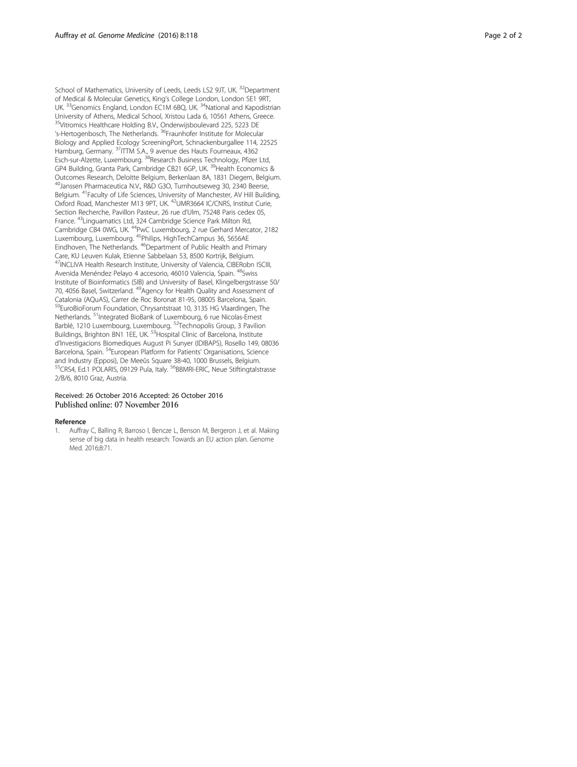School of Mathematics, University of Leeds, Leeds LS2 9JT, UK. [32]Department of Medical & Molecular Genetics, King's College London, London SE1 9RT, UK. [33]Genomics England, London EC1M 6BQ, UK. [34]National and Kapodistrian University of Athens, Medical School, Xristou Lada 6, 10561 Athens, Greece. [35]Vitromics Healthcare Holding B.V., Onderwijsboulevard 225, 5223 DE 's-Hertogenbosch, The Netherlands. [36]Fraunhofer Institute for Molecular Biology and Applied Ecology ScreeningPort, Schnackenburgallee 114, 22525 Hamburg, Germany. [37]ITTM S.A., 9 avenue des Hauts Fourneaux, 4362 Esch-sur-Alzette, Luxembourg. [38]Research Business Technology, Pfizer Ltd, GP4 Building, Granta Park, Cambridge CB21 6GP, UK. [39]Health Economics & Outcomes Research, Deloitte Belgium, Berkenlaan 8A, 1831 Diegem, Belgium. [40]Janssen Pharmaceutica N.V., R&D G3O, Turnhoutseweg 30, 2340 Beerse, Belgium. [41]Faculty of Life Sciences, University of Manchester, AV Hill Building, Oxford Road, Manchester M13 9PT, UK. [42]UMR3664 IC/CNRS, Institut Curie, Section Recherche, Pavillon Pasteur, 26 rue d'Ulm, 75248 Paris cedex 05, France. [43]Linguamatics Ltd, 324 Cambridge Science Park Milton Rd, Cambridge CB4 0WG, UK. [44]PwC Luxembourg, 2 rue Gerhard Mercator, 2182 Luxembourg, Luxembourg. [45]Philips, HighTechCampus 36, 5656AE Eindhoven, The Netherlands. [46]Department of Public Health and Primary Care, KU Leuven Kulak, Etienne Sabbelaan 53, 8500 Kortrijk, Belgium. [47]INCLIVA Health Research Institute, University of Valencia, CIBERobn ISCIII, Avenida Menéndez Pelayo 4 accesorio, 46010 Valencia, Spain. [48]Swiss Institute of Bioinformatics (SIB) and University of Basel, Klingelbergstrasse 50/70, 4056 Basel, Switzerland. [49]Agency for Health Quality and Assessment of Catalonia (AQuAS), Carrer de Roc Boronat 81-95, 08005 Barcelona, Spain. [50]EuroBioForum Foundation, Chrysantstraat 10, 3135 HG Vlaardingen, The Netherlands. [51]Integrated BioBank of Luxembourg, 6 rue Nicolas-Ernest Barblé, 1210 Luxembourg, Luxembourg. [52]Technopolis Group, 3 Pavilion Buildings, Brighton BN1 1EE, UK. [53]Hospital Clinic of Barcelona, Institute d'Investigacions Biomediques August Pi Sunyer (IDIBAPS), Rosello 149, 08036 Barcelona, Spain. [54]European Platform for Patients' Organisations, Science and Industry (Epposi), De Meeûs Square 38-40, 1000 Brussels, Belgium. [55]CRS4, Ed.1 POLARIS, 09129 Pula, Italy. [56]BBMRI-ERIC, Neue Stiftingtalstrasse 2/B/6, 8010 Graz, Austria.

Received: 26 October 2016 Accepted: 26 October 2016
Published online: 07 November 2016

### Reference

1. Auffray C, Balling R, Barroso I, Bencze L, Benson M, Bergeron J, et al. Making sense of big data in health research: Towards an EU action plan. Genome Med. 2016;8:71.